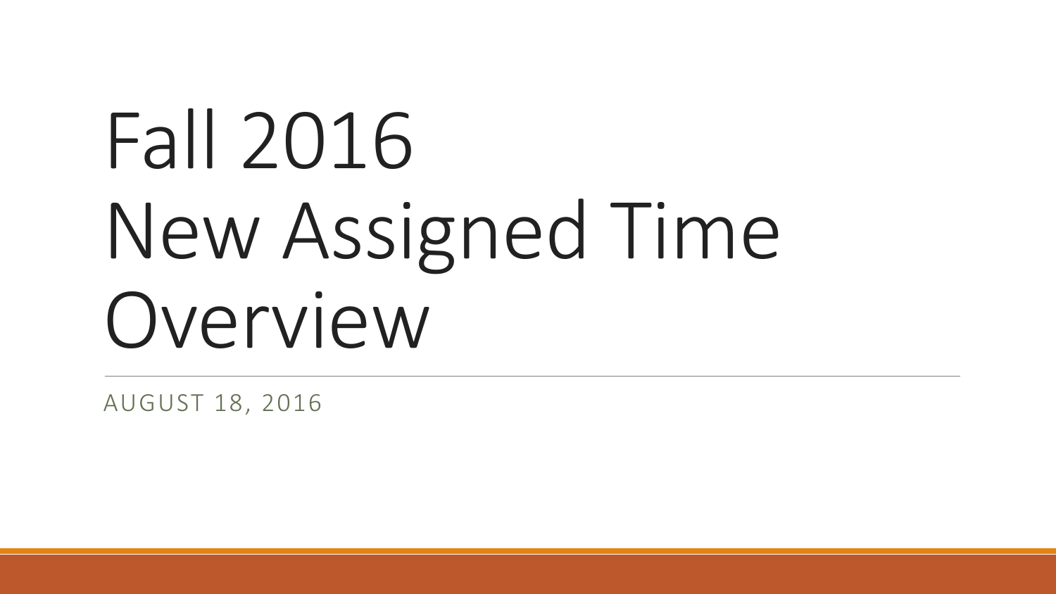# Fall 2016 New Assigned Time Overview

AUGUST 18, 2016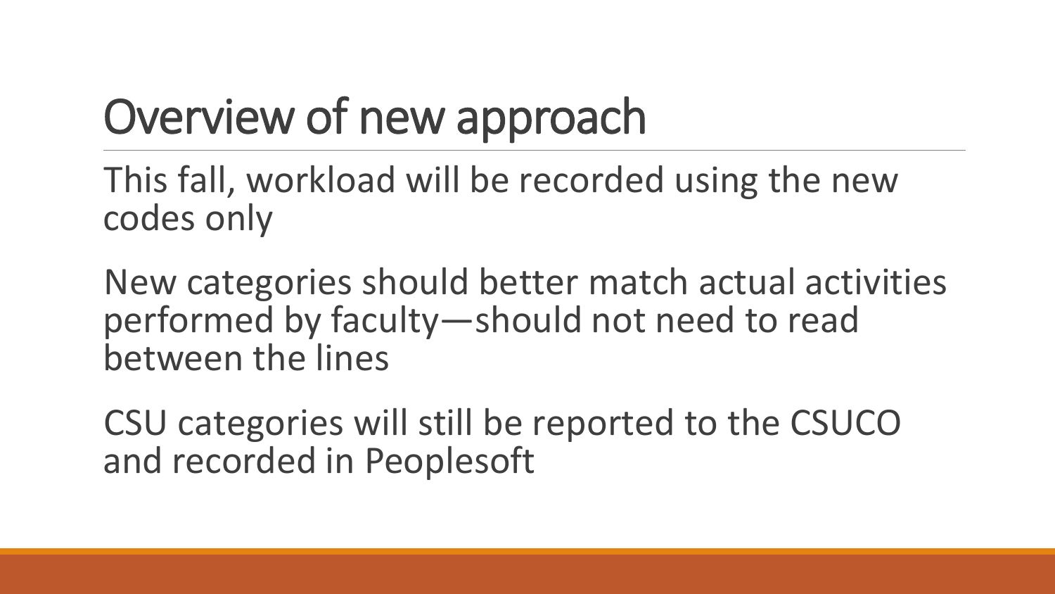# Overview of new approach

This fall, workload will be recorded using the new codes only

New categories should better match actual activities performed by faculty—should not need to read between the lines

CSU categories will still be reported to the CSUCO and recorded in Peoplesoft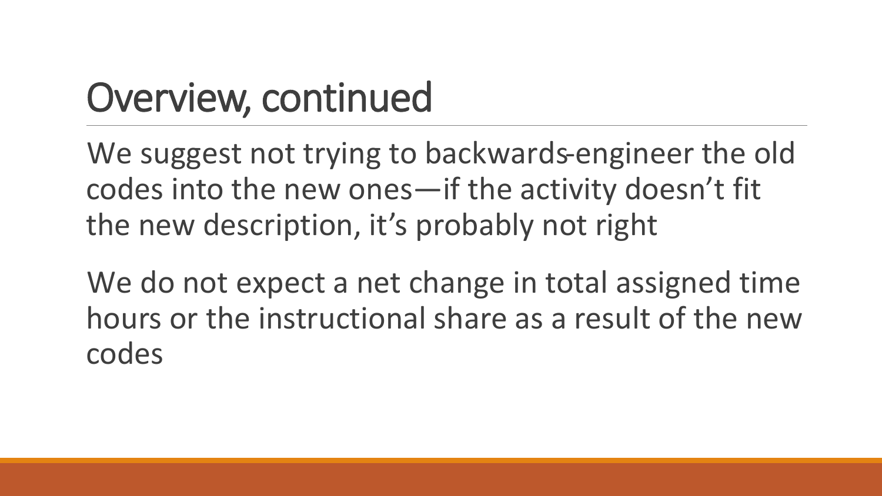# Overview, continued

We suggest not trying to backwards-engineer the old codes into the new ones—if the activity doesn't fit the new description, it's probably not right

We do not expect a net change in total assigned time hours or the instructional share as a result of the new codes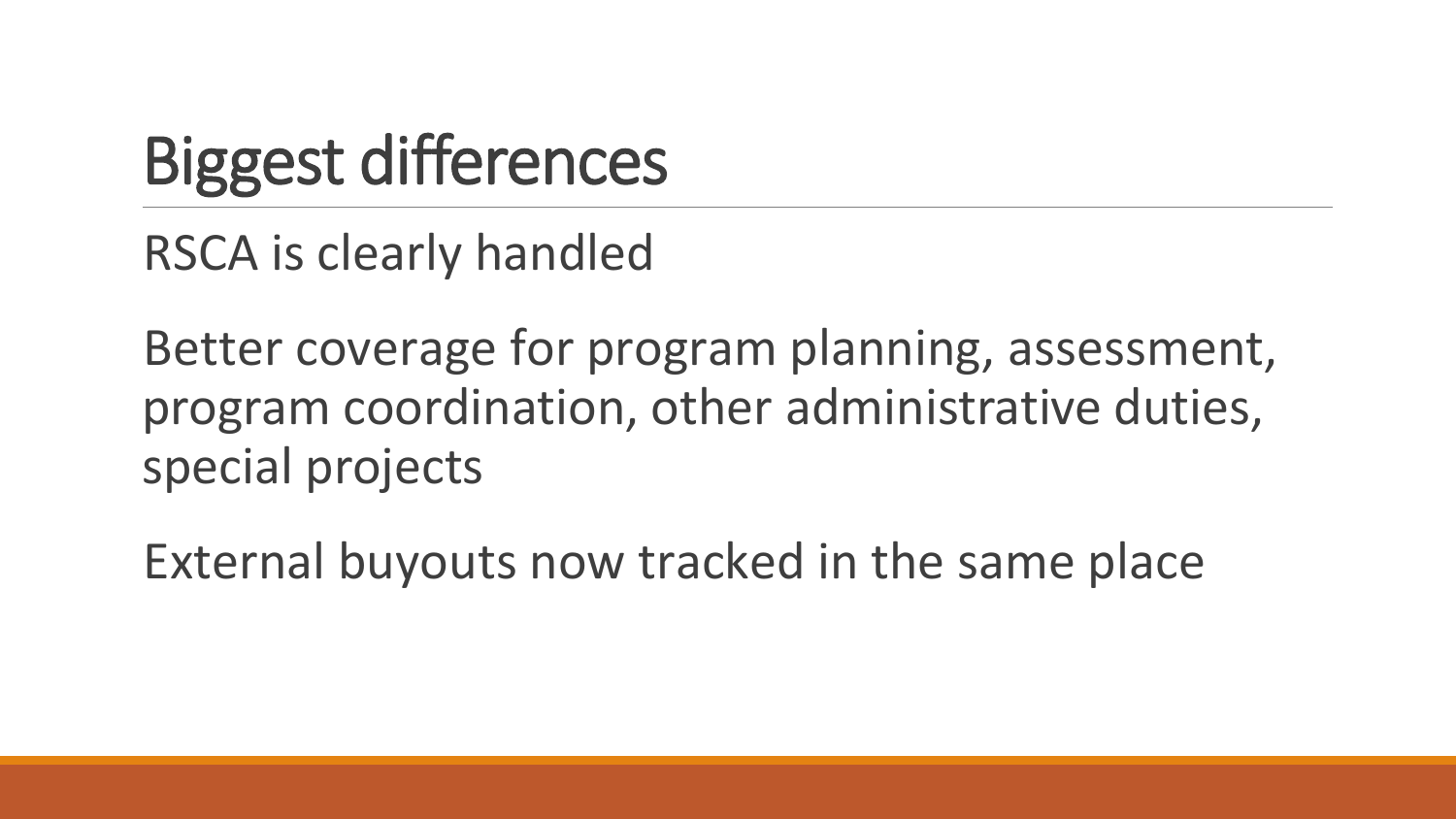# Biggest differences

RSCA is clearly handled

Better coverage for program planning, assessment, program coordination, other administrative duties, special projects

External buyouts now tracked in the same place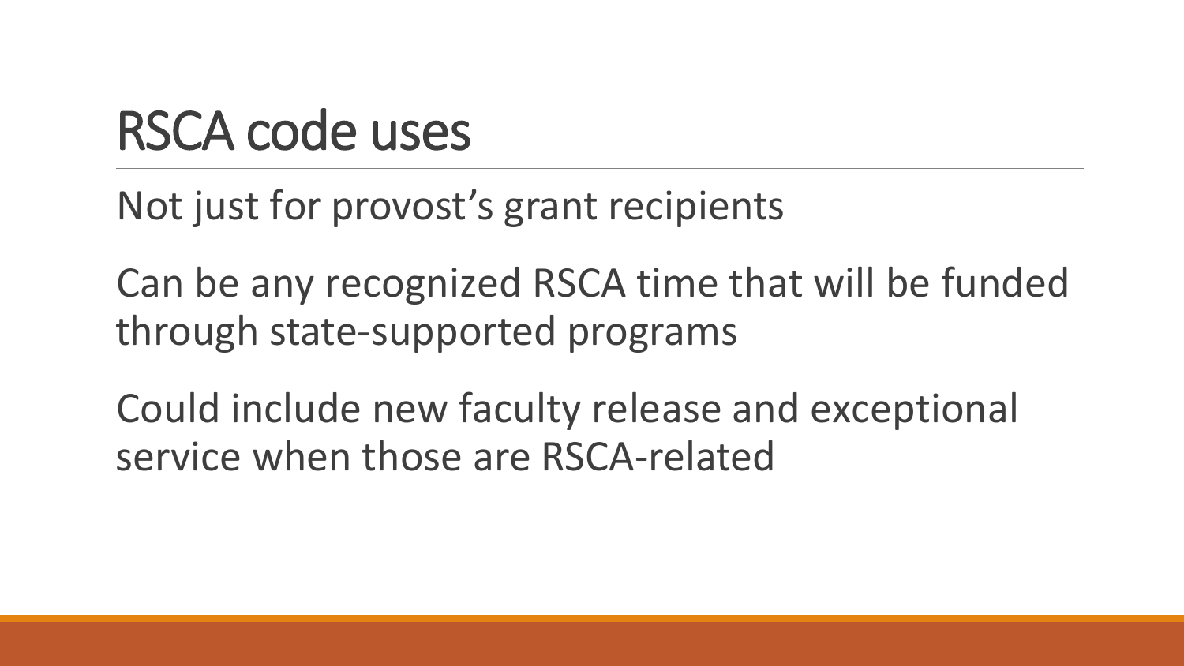# RSCA code uses

Not just for provost's grant recipients

Can be any recognized RSCA time that will be funded through state-supported programs

Could include new faculty release and exceptional service when those are RSCA-related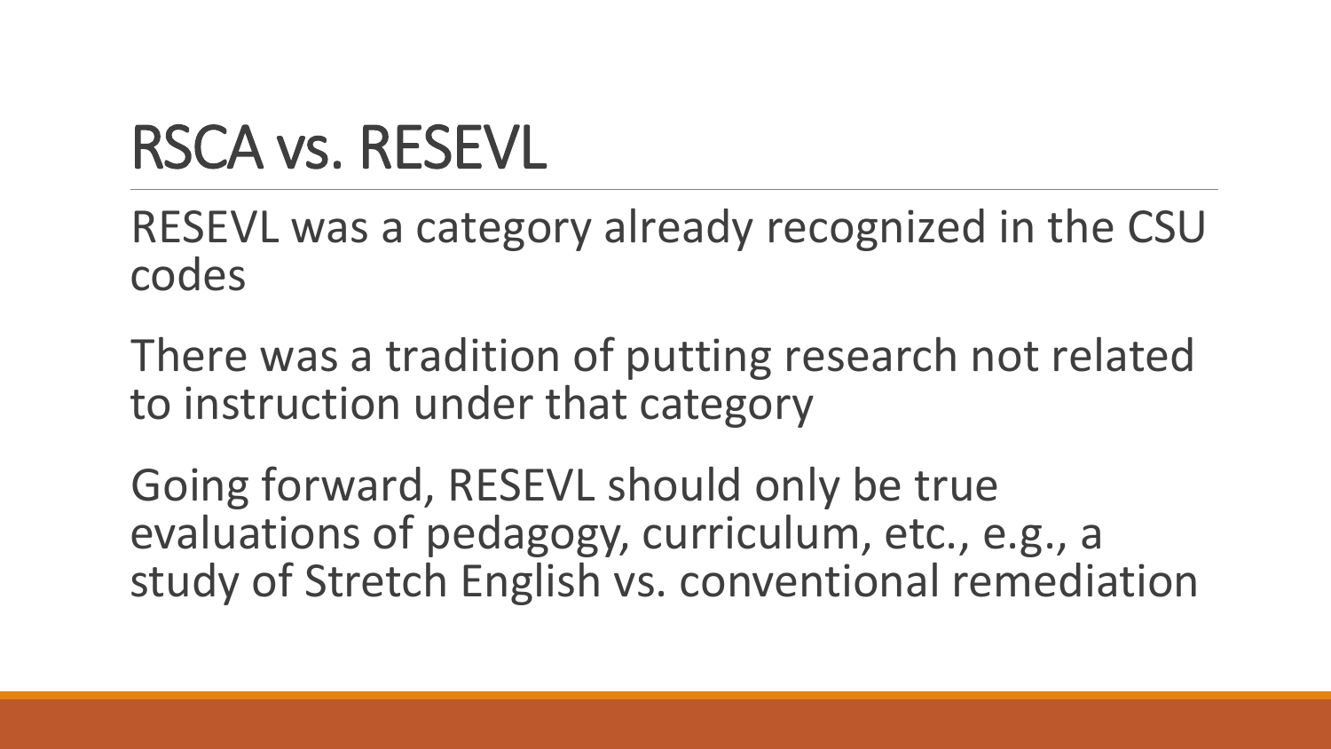# RSCA vs. RESEVL

RESEVL was a category already recognized in the CSU codes

There was a tradition of putting research not related to instruction under that category

Going forward, RESEVL should only be true evaluations of pedagogy, curriculum, etc., e.g., a study of Stretch English vs. conventional remediation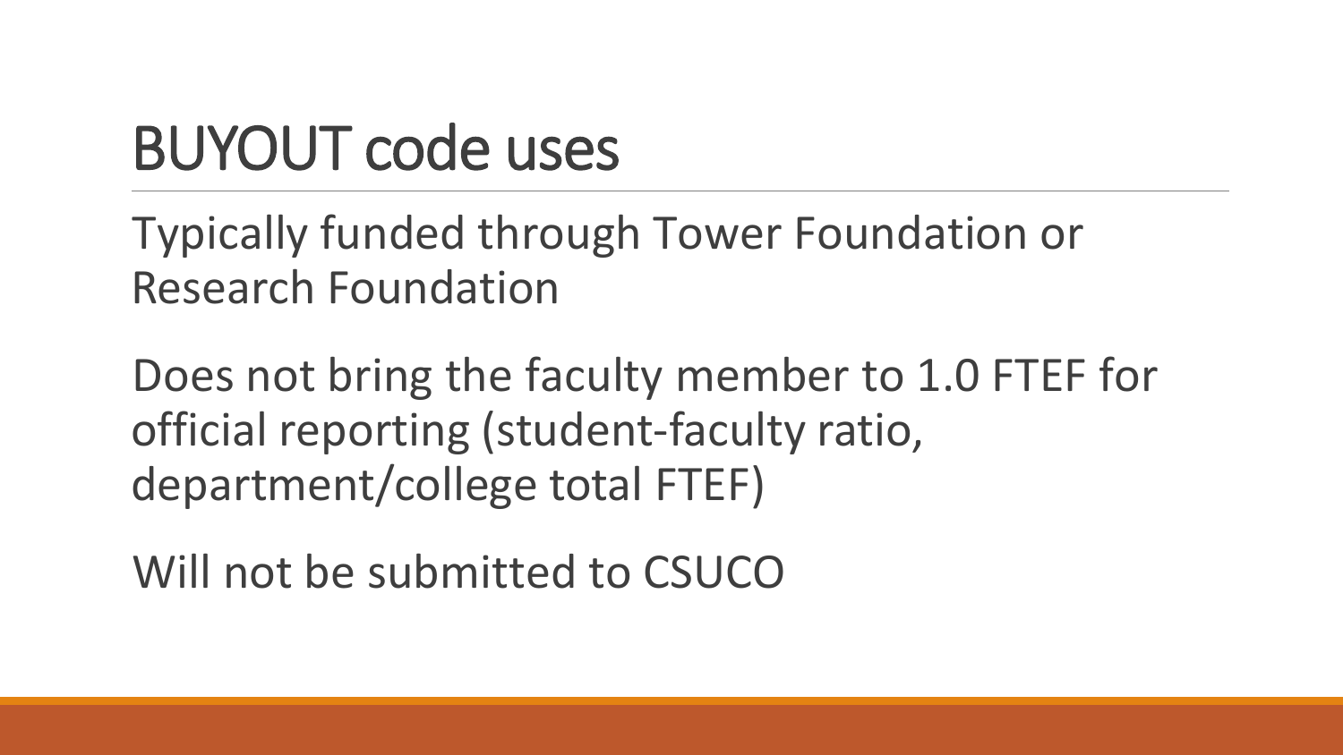# BUYOUT code uses

Typically funded through Tower Foundation or Research Foundation

Does not bring the faculty member to 1.0 FTEF for official reporting (student-faculty ratio, department/college total FTEF)

Will not be submitted to CSUCO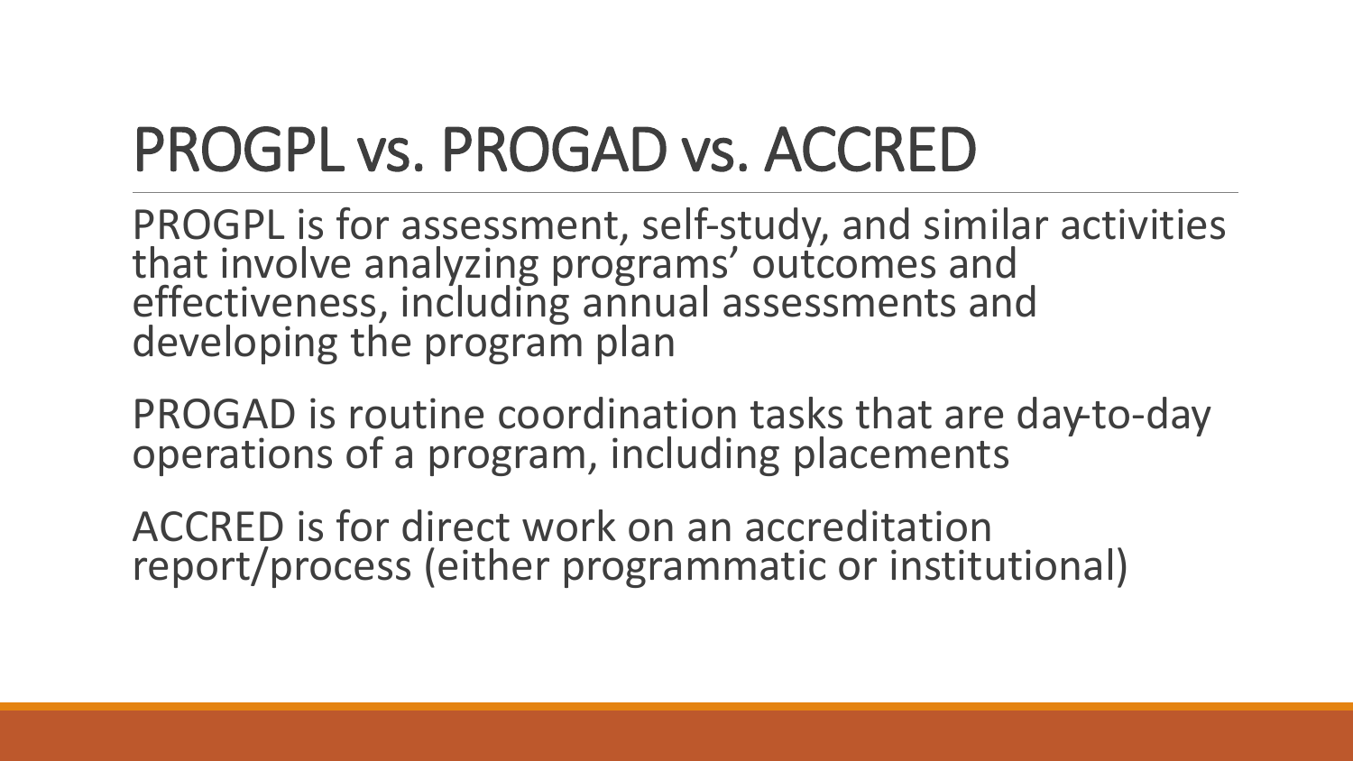# PROGPL vs. PROGAD vs. ACCRED

PROGPL is for assessment, self-study, and similar activities that involve analyzing programs' outcomes and effectiveness, including annual assessments and developing the program plan

PROGAD is routine coordination tasks that are day-to-day operations of a program, including placements

ACCRED is for direct work on an accreditation report/process (either programmatic or institutional)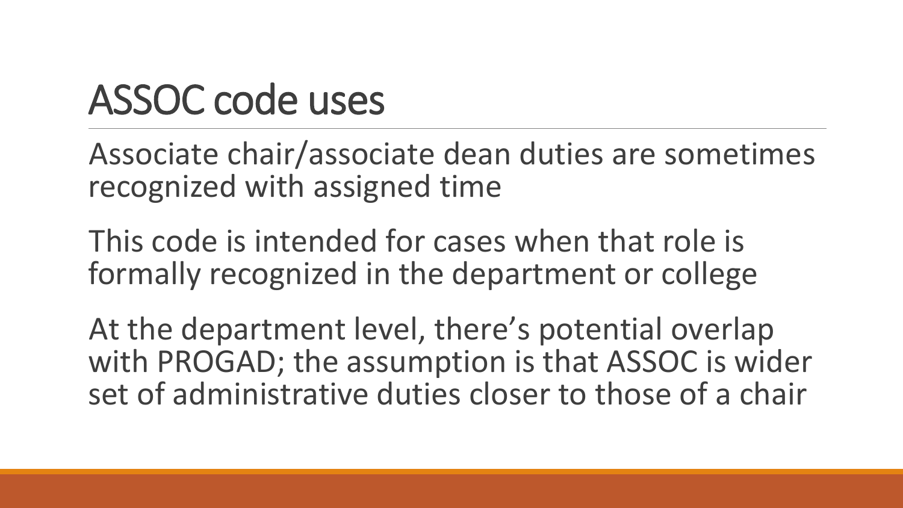# ASSOC code uses

Associate chair/associate dean duties are sometimes recognized with assigned time

This code is intended for cases when that role is formally recognized in the department or college

At the department level, there's potential overlap with PROGAD; the assumption is that ASSOC is wider set of administrative duties closer to those of a chair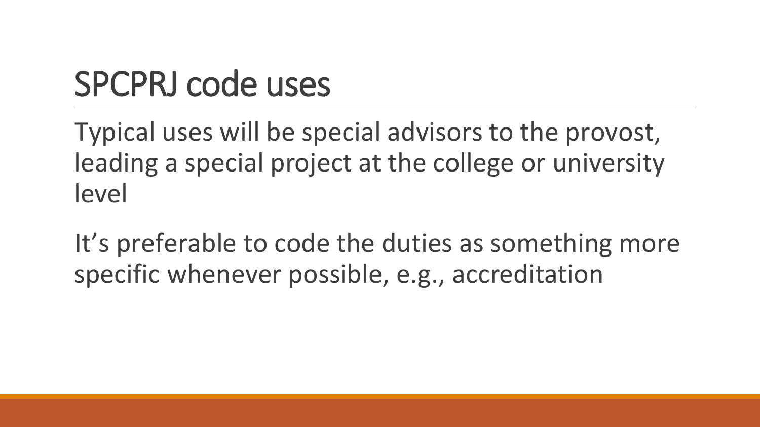# SPCPRJ code uses

Typical uses will be special advisors to the provost, leading a special project at the college or university level

It's preferable to code the duties as something more specific whenever possible, e.g., accreditation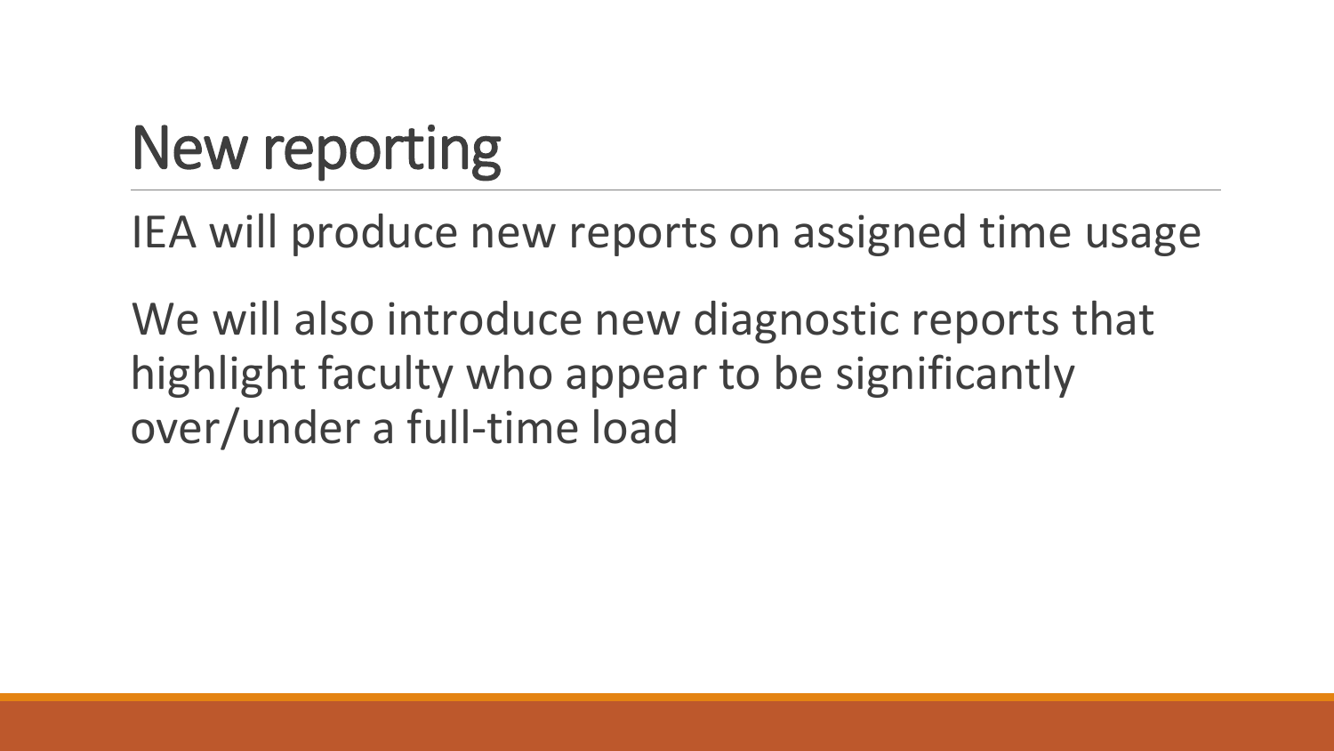# New reporting

IEA will produce new reports on assigned time usage

We will also introduce new diagnostic reports that highlight faculty who appear to be significantly over/under a full-time load